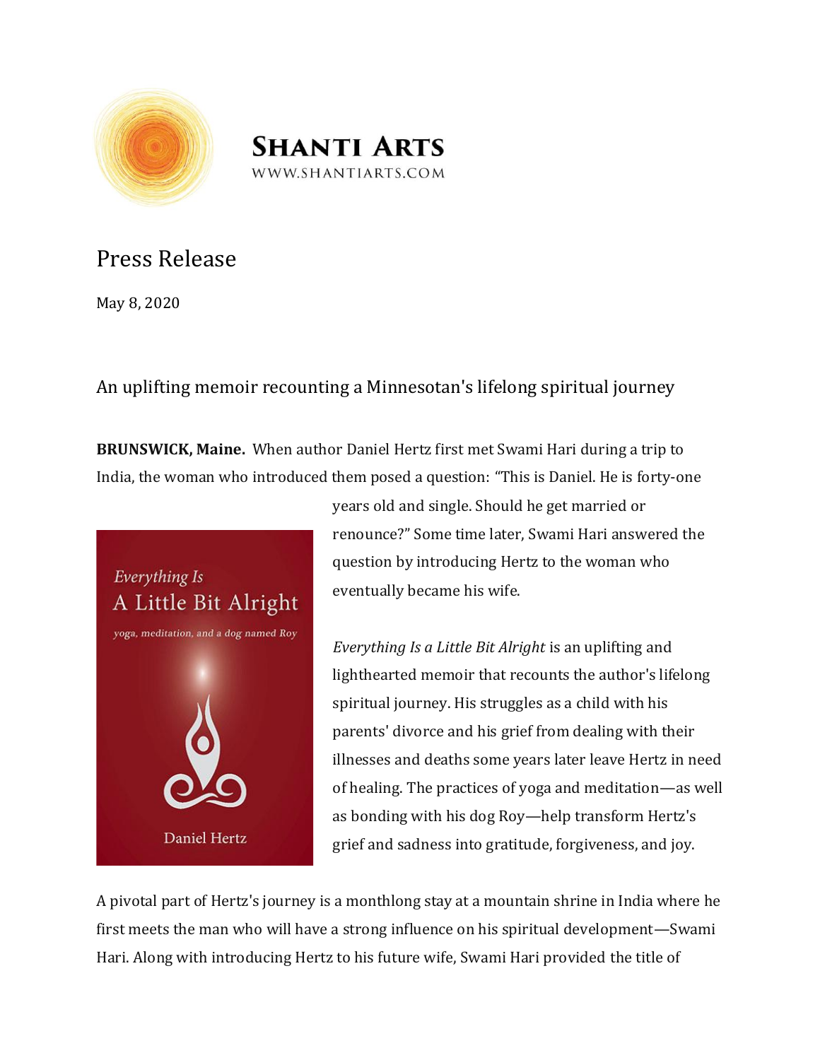**SHANTI ARTS**
WWW.SHANTIARTS.COM

# Press Release

May 8, 2020

## An uplifting memoir recounting a Minnesotan's lifelong spiritual journey

**BRUNSWICK, Maine.** When author Daniel Hertz first met Swami Hari during a trip to India, the woman who introduced them posed a question: "This is Daniel. He is forty-one years old and single. Should he get married or renounce?" Some time later, Swami Hari answered the question by introducing Hertz to the woman who eventually became his wife.

*Everything Is a Little Bit Alright* is an uplifting and lighthearted memoir that recounts the author's lifelong spiritual journey. His struggles as a child with his parents' divorce and his grief from dealing with their illnesses and deaths some years later leave Hertz in need of healing. The practices of yoga and meditation—as well as bonding with his dog Roy—help transform Hertz's grief and sadness into gratitude, forgiveness, and joy.

A pivotal part of Hertz's journey is a monthlong stay at a mountain shrine in India where he first meets the man who will have a strong influence on his spiritual development—Swami Hari. Along with introducing Hertz to his future wife, Swami Hari provided the title of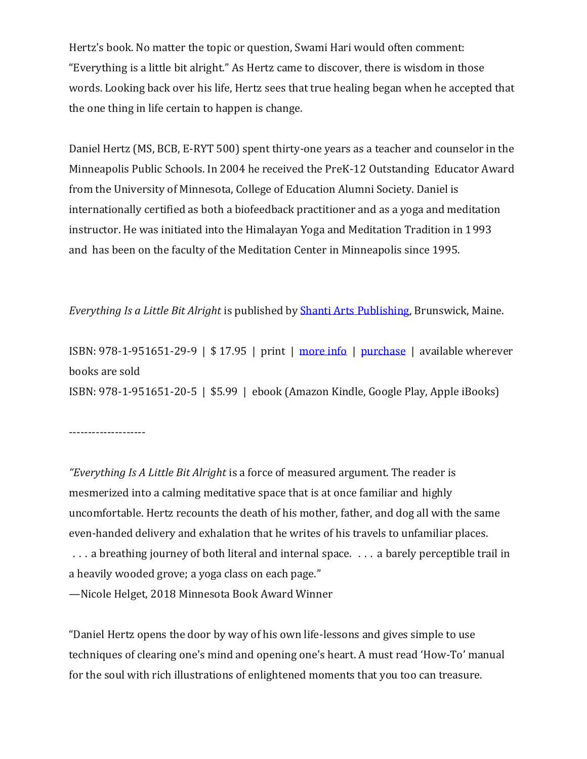Hertz's book. No matter the topic or question, Swami Hari would often comment: "Everything is a little bit alright." As Hertz came to discover, there is wisdom in those words. Looking back over his life, Hertz sees that true healing began when he accepted that the one thing in life certain to happen is change.

Daniel Hertz (MS, BCB, E-RYT 500) spent thirty-one years as a teacher and counselor in the Minneapolis Public Schools. In 2004 he received the PreK-12 Outstanding Educator Award from the University of Minnesota, College of Education Alumni Society. Daniel is internationally certified as both a biofeedback practitioner and as a yoga and meditation instructor. He was initiated into the Himalayan Yoga and Meditation Tradition in 1993 and has been on the faculty of the Meditation Center in Minneapolis since 1995.

*Everything Is a Little Bit Alright* is published by Shanti Arts Publishing, Brunswick, Maine.

ISBN: 978-1-951651-29-9 | $ 17.95 | print | more info | purchase | available wherever books are sold
ISBN: 978-1-951651-20-5 | $5.99 | ebook (Amazon Kindle, Google Play, Apple iBooks)

--------------------

"*Everything Is A Little Bit Alright* is a force of measured argument. The reader is mesmerized into a calming meditative space that is at once familiar and highly uncomfortable. Hertz recounts the death of his mother, father, and dog all with the same even-handed delivery and exhalation that he writes of his travels to unfamiliar places. . . . a breathing journey of both literal and internal space. . . . a barely perceptible trail in a heavily wooded grove; a yoga class on each page."
—Nicole Helget, 2018 Minnesota Book Award Winner

"Daniel Hertz opens the door by way of his own life-lessons and gives simple to use techniques of clearing one's mind and opening one's heart. A must read 'How-To' manual for the soul with rich illustrations of enlightened moments that you too can treasure.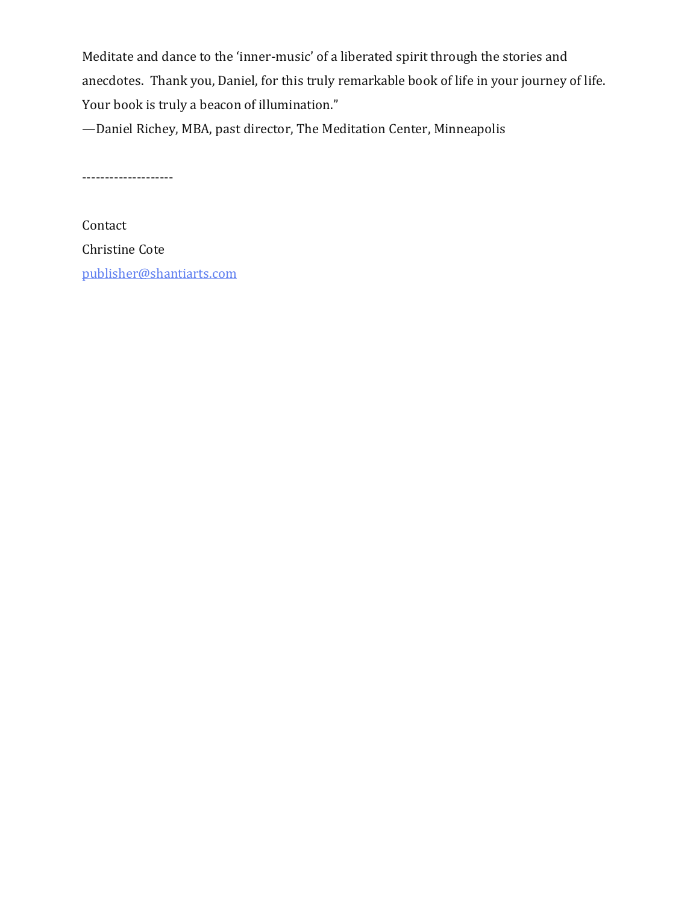Meditate and dance to the 'inner-music' of a liberated spirit through the stories and anecdotes. Thank you, Daniel, for this truly remarkable book of life in your journey of life. Your book is truly a beacon of illumination."

—Daniel Richey, MBA, past director, The Meditation Center, Minneapolis

--------------------

Contact

Christine Cote

publisher@shantiarts.com